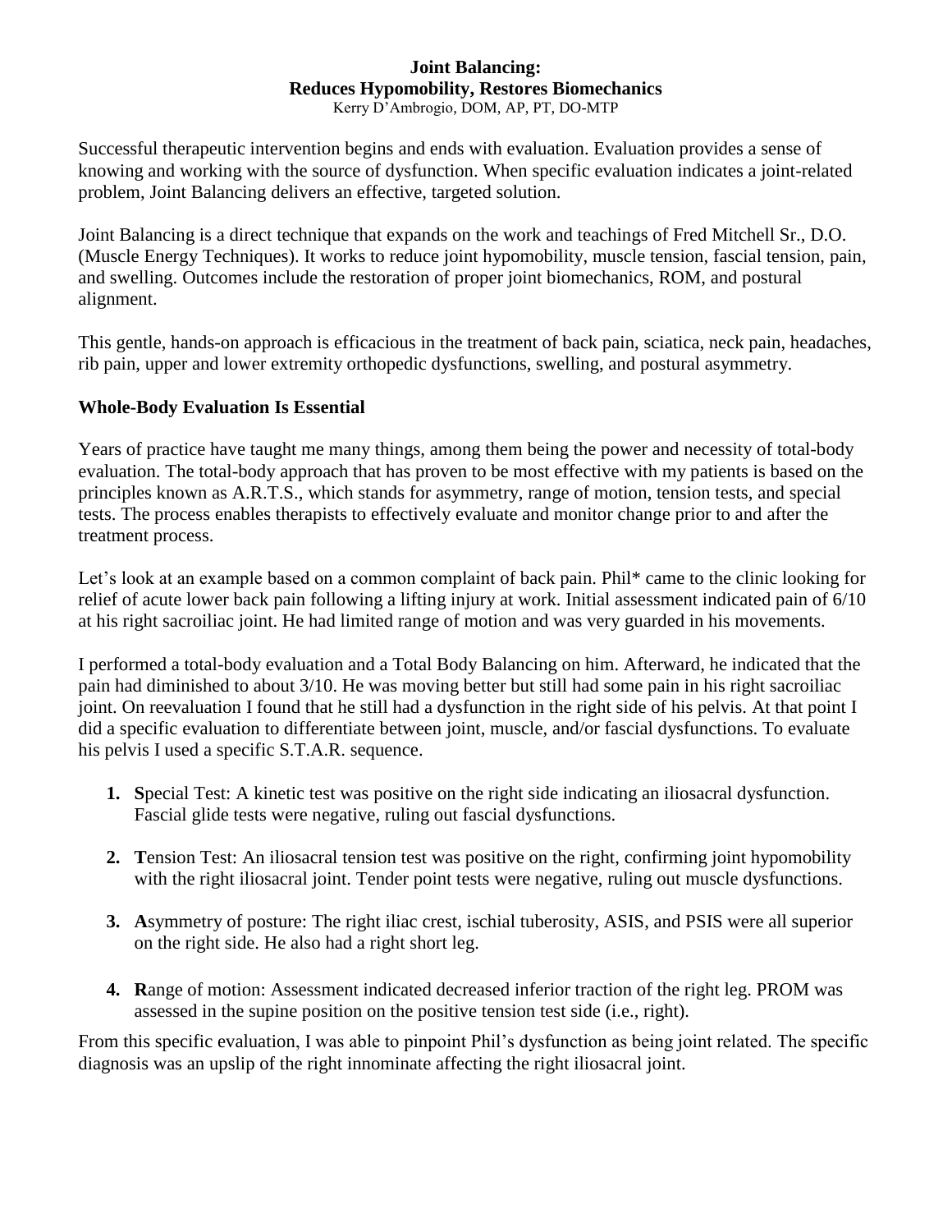# Joint Balancing:
# Reduces Hypomobility, Restores Biomechanics

Kerry D'Ambrogio, DOM, AP, PT, DO-MTP

Successful therapeutic intervention begins and ends with evaluation. Evaluation provides a sense of knowing and working with the source of dysfunction. When specific evaluation indicates a joint-related problem, Joint Balancing delivers an effective, targeted solution.

Joint Balancing is a direct technique that expands on the work and teachings of Fred Mitchell Sr., D.O. (Muscle Energy Techniques). It works to reduce joint hypomobility, muscle tension, fascial tension, pain, and swelling. Outcomes include the restoration of proper joint biomechanics, ROM, and postural alignment.

This gentle, hands-on approach is efficacious in the treatment of back pain, sciatica, neck pain, headaches, rib pain, upper and lower extremity orthopedic dysfunctions, swelling, and postural asymmetry.

## Whole-Body Evaluation Is Essential

Years of practice have taught me many things, among them being the power and necessity of total-body evaluation. The total-body approach that has proven to be most effective with my patients is based on the principles known as A.R.T.S., which stands for asymmetry, range of motion, tension tests, and special tests. The process enables therapists to effectively evaluate and monitor change prior to and after the treatment process.

Let's look at an example based on a common complaint of back pain. Phil* came to the clinic looking for relief of acute lower back pain following a lifting injury at work. Initial assessment indicated pain of 6/10 at his right sacroiliac joint. He had limited range of motion and was very guarded in his movements.

I performed a total-body evaluation and a Total Body Balancing on him. Afterward, he indicated that the pain had diminished to about 3/10. He was moving better but still had some pain in his right sacroiliac joint. On reevaluation I found that he still had a dysfunction in the right side of his pelvis. At that point I did a specific evaluation to differentiate between joint, muscle, and/or fascial dysfunctions. To evaluate his pelvis I used a specific S.T.A.R. sequence.

1. **S**pecial Test: A kinetic test was positive on the right side indicating an iliosacral dysfunction. Fascial glide tests were negative, ruling out fascial dysfunctions.
2. **T**ension Test: An iliosacral tension test was positive on the right, confirming joint hypomobility with the right iliosacral joint. Tender point tests were negative, ruling out muscle dysfunctions.
3. **A**symmetry of posture: The right iliac crest, ischial tuberosity, ASIS, and PSIS were all superior on the right side. He also had a right short leg.
4. **R**ange of motion: Assessment indicated decreased inferior traction of the right leg. PROM was assessed in the supine position on the positive tension test side (i.e., right).

From this specific evaluation, I was able to pinpoint Phil's dysfunction as being joint related. The specific diagnosis was an upslip of the right innominate affecting the right iliosacral joint.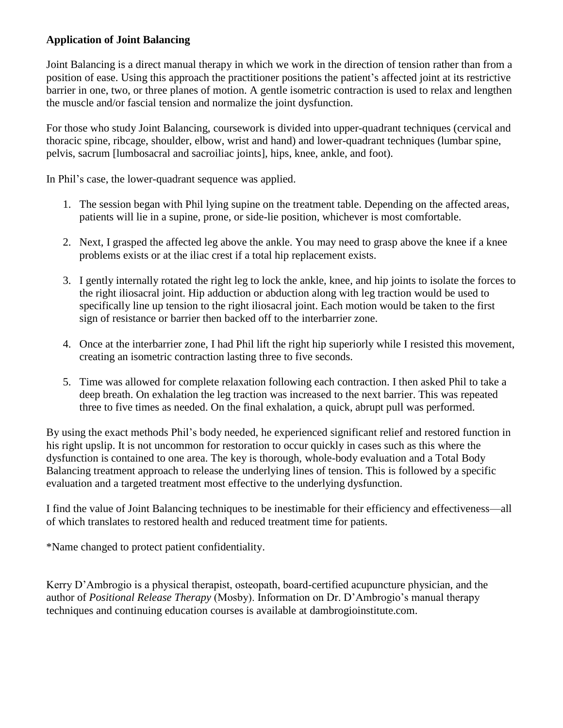**Application of Joint Balancing**

Joint Balancing is a direct manual therapy in which we work in the direction of tension rather than from a position of ease. Using this approach the practitioner positions the patient's affected joint at its restrictive barrier in one, two, or three planes of motion. A gentle isometric contraction is used to relax and lengthen the muscle and/or fascial tension and normalize the joint dysfunction.

For those who study Joint Balancing, coursework is divided into upper-quadrant techniques (cervical and thoracic spine, ribcage, shoulder, elbow, wrist and hand) and lower-quadrant techniques (lumbar spine, pelvis, sacrum [lumbosacral and sacroiliac joints], hips, knee, ankle, and foot).

In Phil's case, the lower-quadrant sequence was applied.

1. The session began with Phil lying supine on the treatment table. Depending on the affected areas, patients will lie in a supine, prone, or side-lie position, whichever is most comfortable.

2. Next, I grasped the affected leg above the ankle. You may need to grasp above the knee if a knee problems exists or at the iliac crest if a total hip replacement exists.

3. I gently internally rotated the right leg to lock the ankle, knee, and hip joints to isolate the forces to the right iliosacral joint. Hip adduction or abduction along with leg traction would be used to specifically line up tension to the right iliosacral joint. Each motion would be taken to the first sign of resistance or barrier then backed off to the interbarrier zone.

4. Once at the interbarrier zone, I had Phil lift the right hip superiorly while I resisted this movement, creating an isometric contraction lasting three to five seconds.

5. Time was allowed for complete relaxation following each contraction. I then asked Phil to take a deep breath. On exhalation the leg traction was increased to the next barrier. This was repeated three to five times as needed. On the final exhalation, a quick, abrupt pull was performed.

By using the exact methods Phil's body needed, he experienced significant relief and restored function in his right upslip. It is not uncommon for restoration to occur quickly in cases such as this where the dysfunction is contained to one area. The key is thorough, whole-body evaluation and a Total Body Balancing treatment approach to release the underlying lines of tension. This is followed by a specific evaluation and a targeted treatment most effective to the underlying dysfunction.

I find the value of Joint Balancing techniques to be inestimable for their efficiency and effectiveness—all of which translates to restored health and reduced treatment time for patients.

*Name changed to protect patient confidentiality.

Kerry D'Ambrogio is a physical therapist, osteopath, board-certified acupuncture physician, and the author of *Positional Release Therapy* (Mosby). Information on Dr. D'Ambrogio's manual therapy techniques and continuing education courses is available at dambrogioinstitute.com.